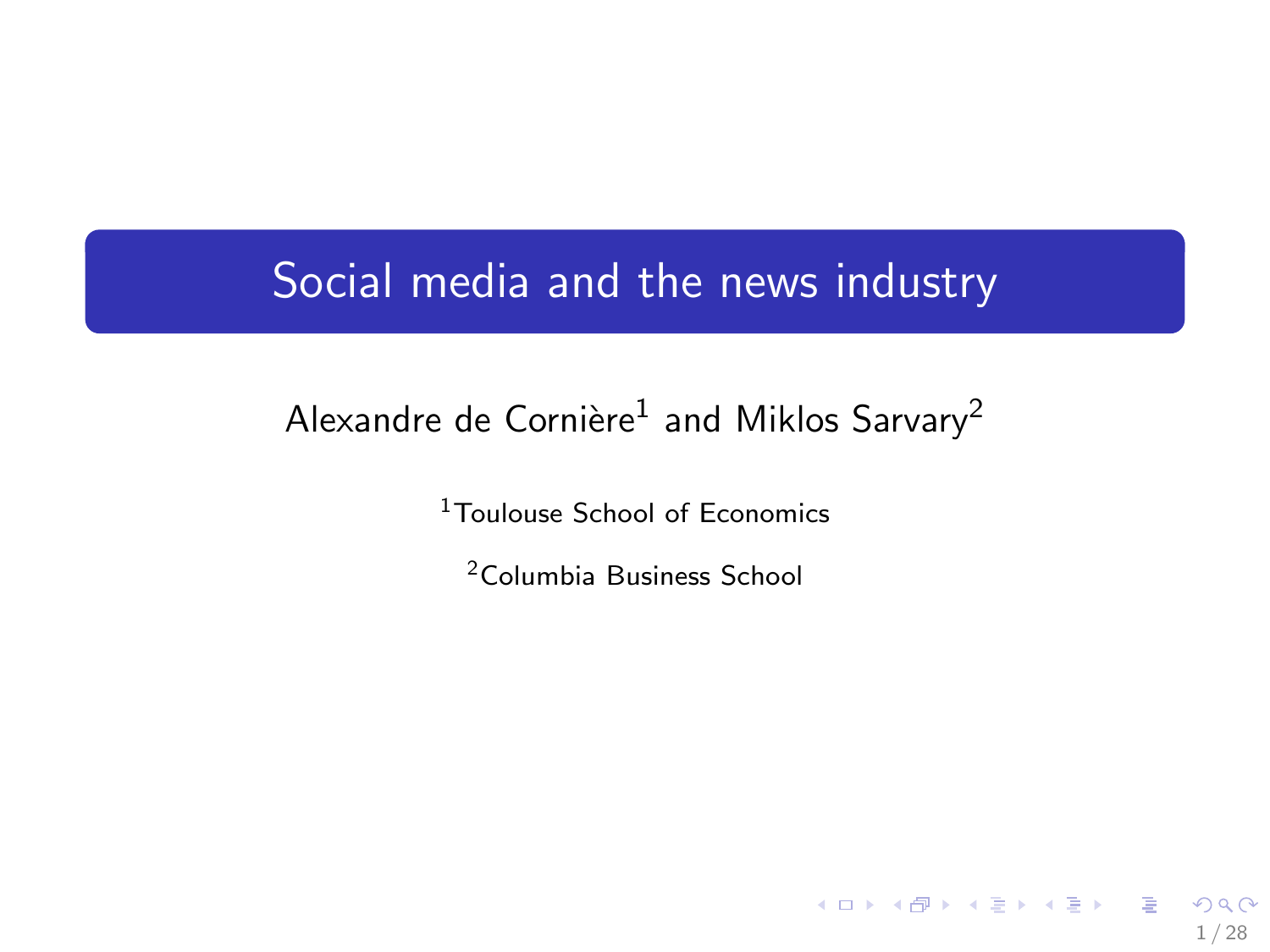# Social media and the news industry

Alexandre de Cornière[1] and Miklos Sarvary[2]

[1]Toulouse School of Economics

[2]Columbia Business School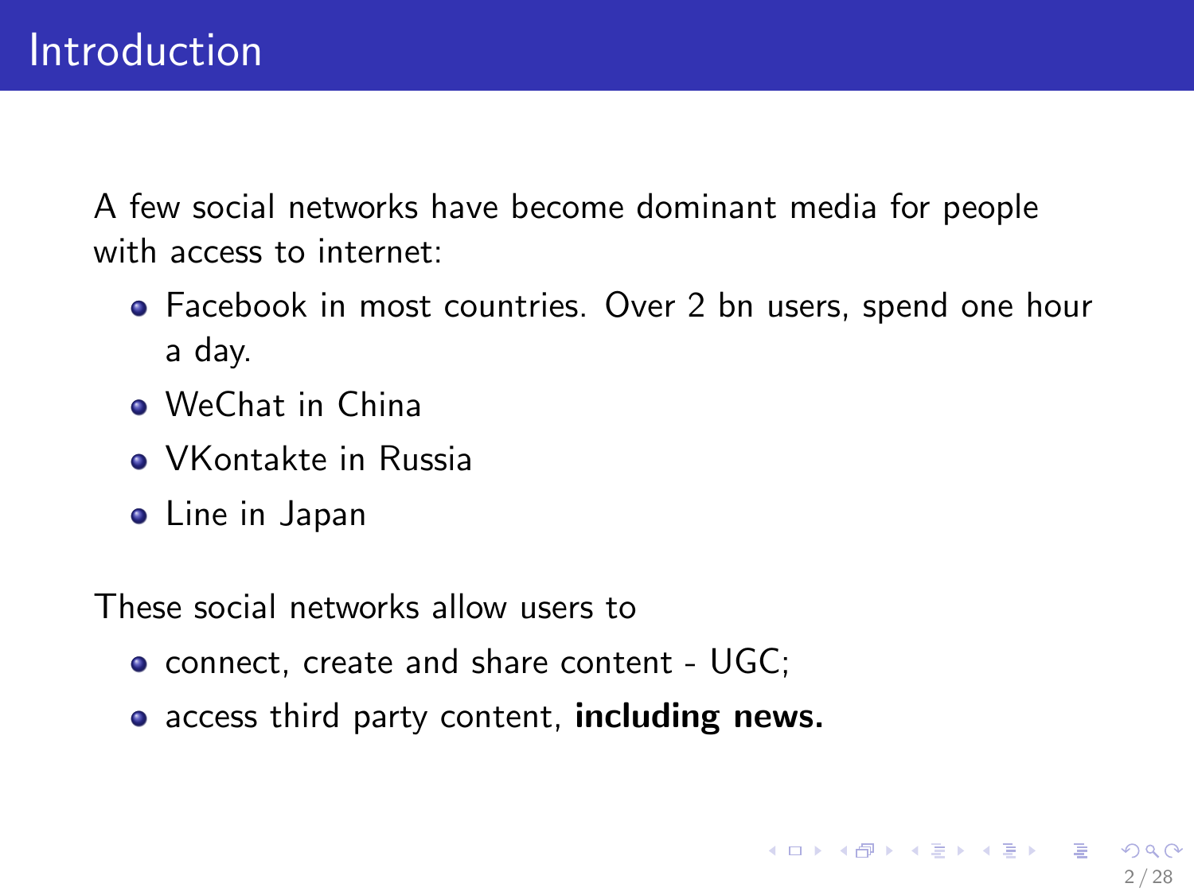# Introduction

A few social networks have become dominant media for people with access to internet:

- Facebook in most countries. Over 2 bn users, spend one hour a day.
- WeChat in China
- VKontakte in Russia
- Line in Japan

These social networks allow users to

- connect, create and share content - UGC;
- access third party content, **including news.**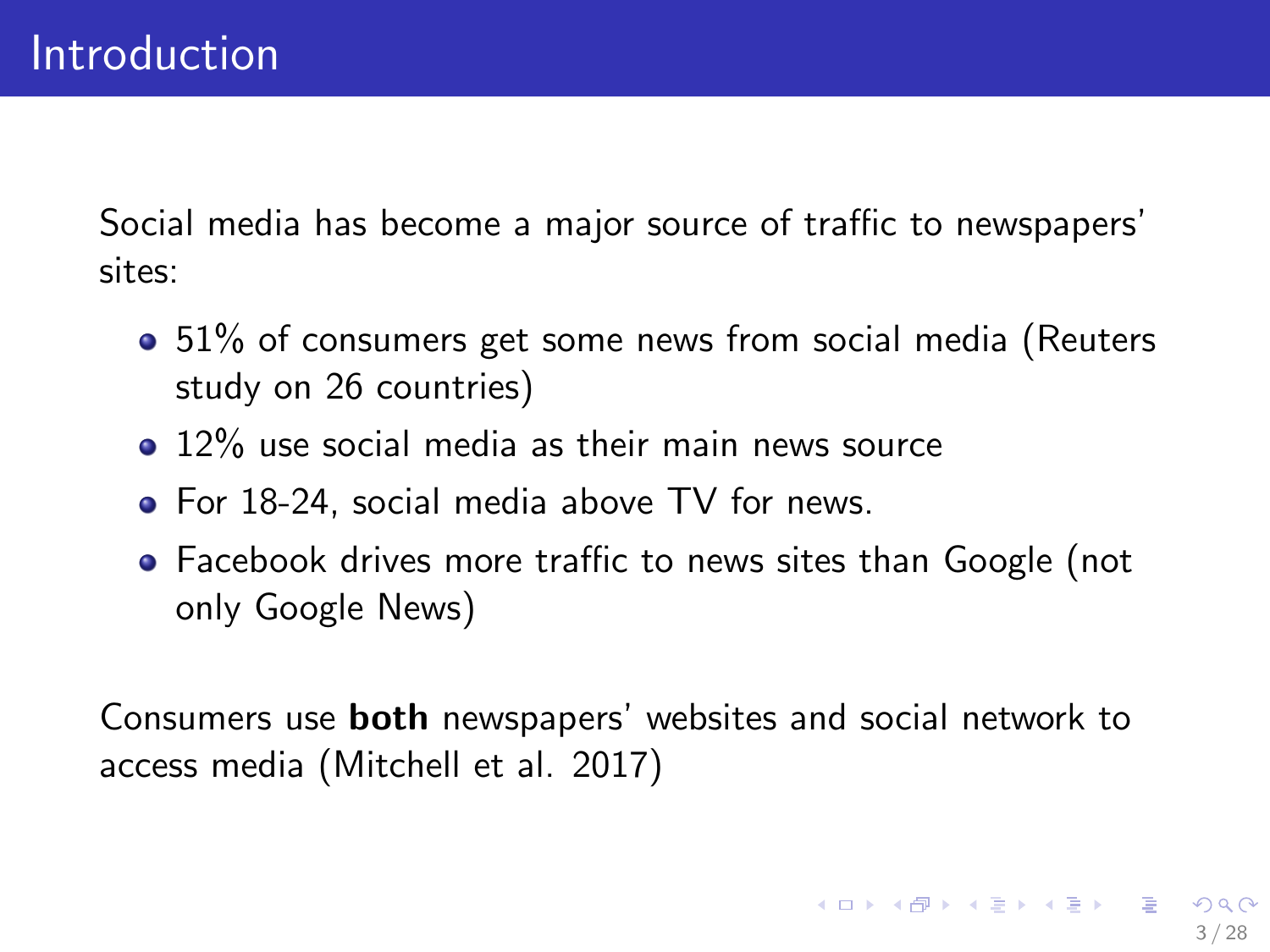# Introduction

Social media has become a major source of traffic to newspapers' sites:

- 51% of consumers get some news from social media (Reuters study on 26 countries)
- 12% use social media as their main news source
- For 18-24, social media above TV for news.
- Facebook drives more traffic to news sites than Google (not only Google News)

Consumers use **both** newspapers' websites and social network to access media (Mitchell et al. 2017)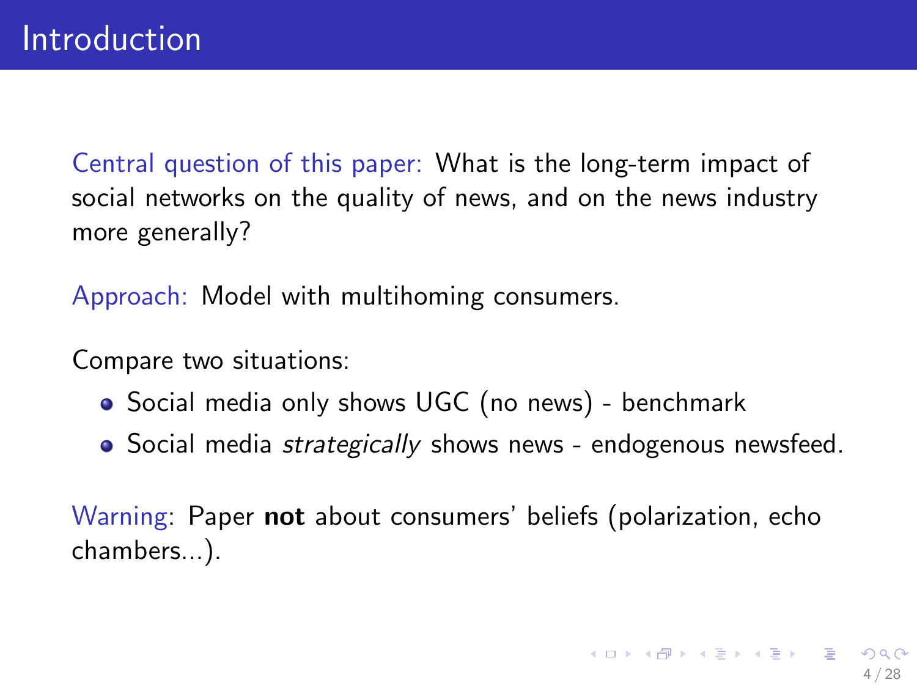# Introduction

Central question of this paper: What is the long-term impact of social networks on the quality of news, and on the news industry more generally?

Approach: Model with multihoming consumers.

Compare two situations:

- Social media only shows UGC (no news) - benchmark
- Social media *strategically* shows news - endogenous newsfeed.

Warning: Paper **not** about consumers' beliefs (polarization, echo chambers...).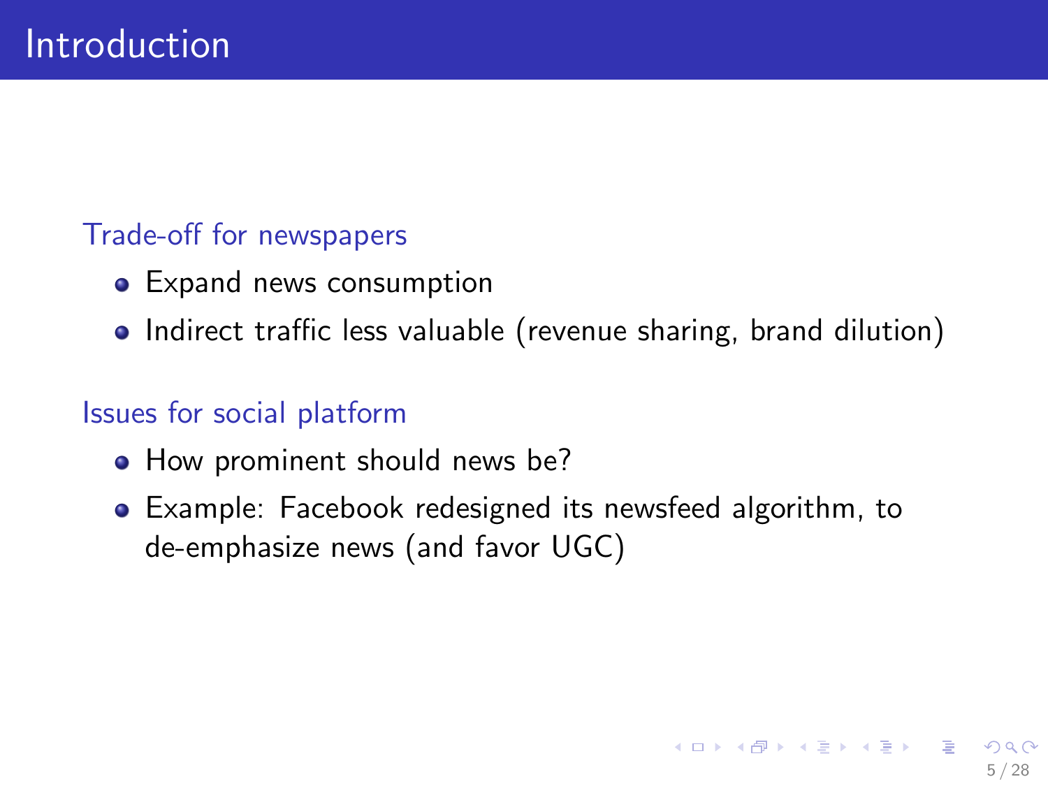# Introduction

### Trade-off for newspapers

- Expand news consumption
- Indirect traffic less valuable (revenue sharing, brand dilution)

### Issues for social platform

- How prominent should news be?
- Example: Facebook redesigned its newsfeed algorithm, to de-emphasize news (and favor UGC)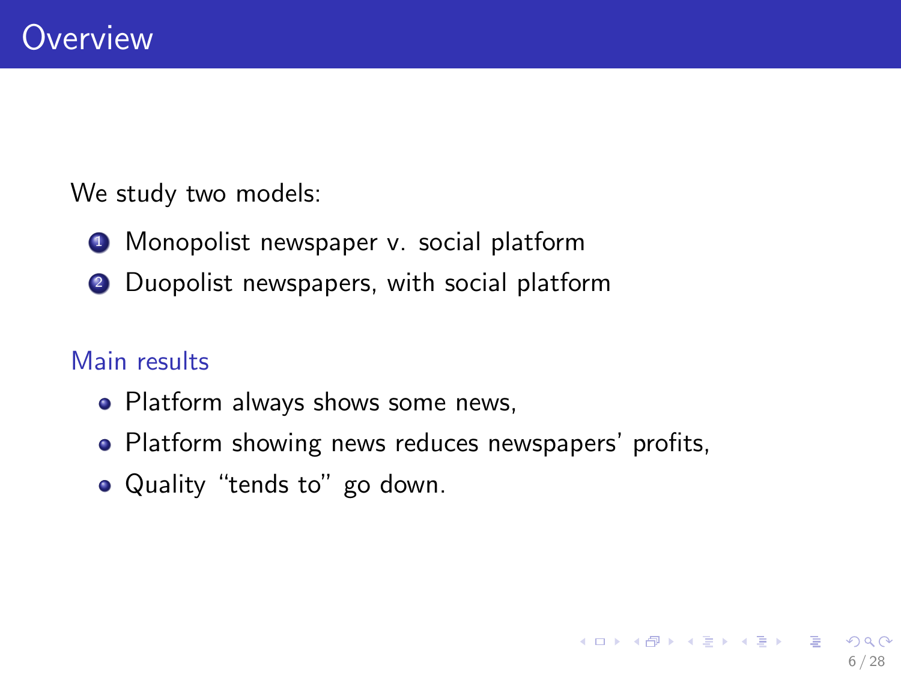# Overview

We study two models:

1. Monopolist newspaper v. social platform
2. Duopolist newspapers, with social platform

## Main results

- Platform always shows some news,
- Platform showing news reduces newspapers' profits,
- Quality "tends to" go down.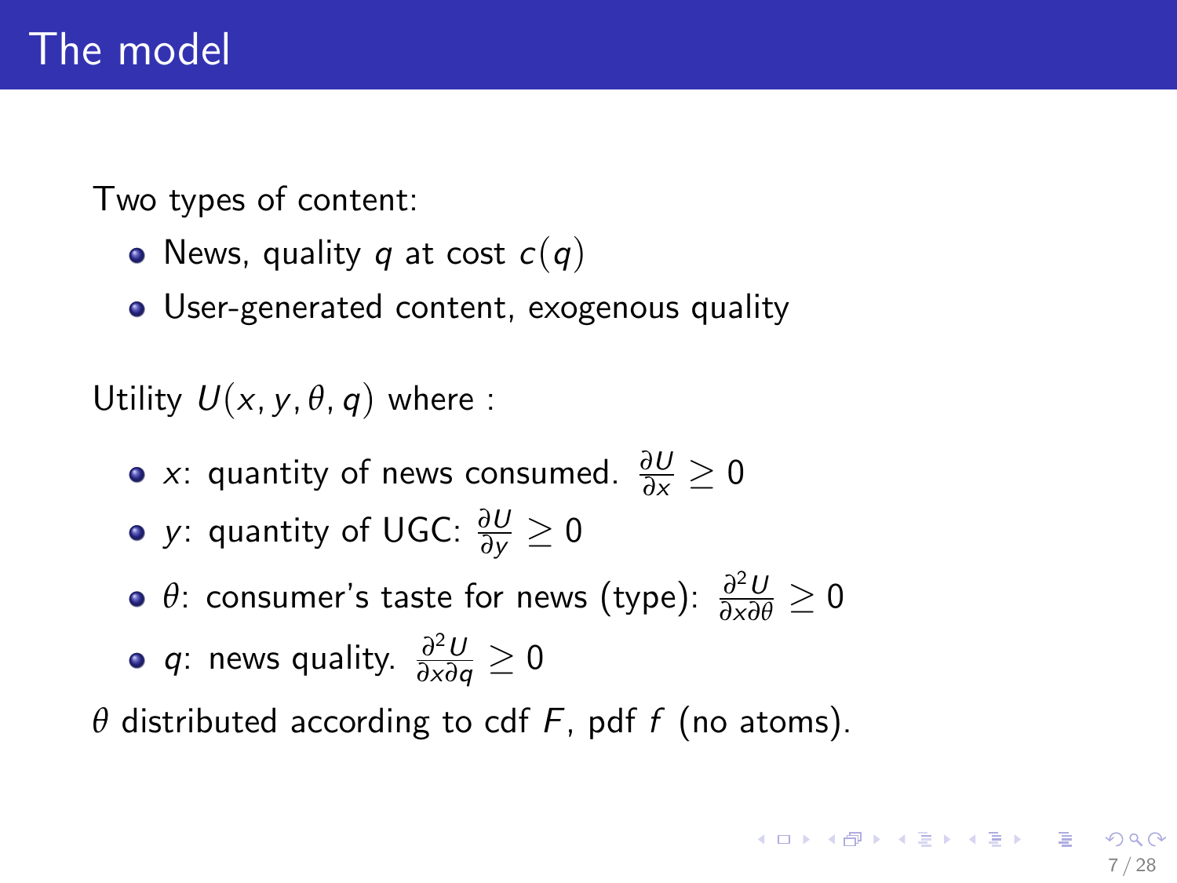# The model

Two types of content:

- News, quality $q$ at cost $c(q)$
- User-generated content, exogenous quality

Utility $U(x, y, \theta, q)$ where :

- $x$: quantity of news consumed. $\frac{\partial U}{\partial x} \geq 0$
- $y$: quantity of UGC: $\frac{\partial U}{\partial y} \geq 0$
- $\theta$: consumer's taste for news (type): $\frac{\partial^2 U}{\partial x \partial \theta} \geq 0$
- $q$: news quality. $\frac{\partial^2 U}{\partial x \partial q} \geq 0$

$\theta$ distributed according to cdf $F$, pdf $f$ (no atoms).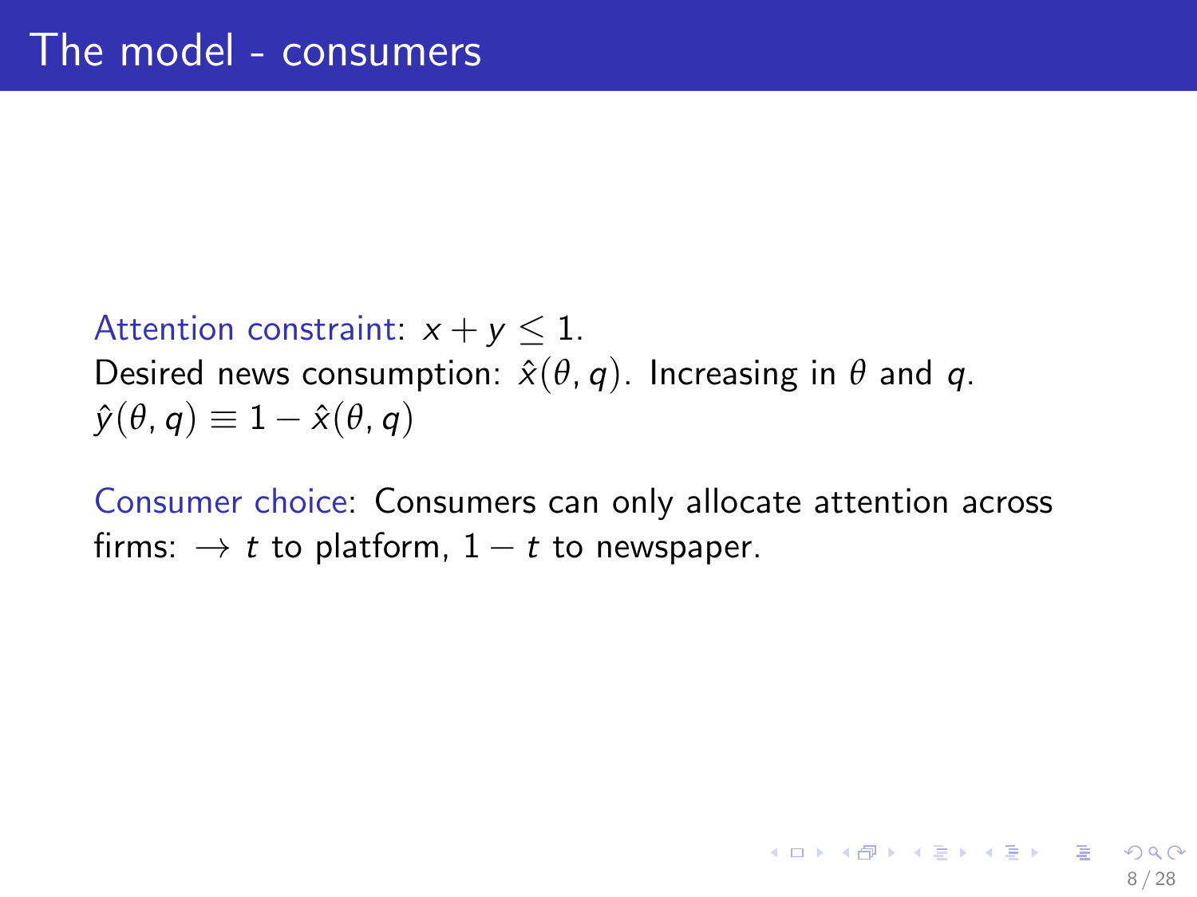# The model - consumers

Attention constraint: $x + y \leq 1$.
Desired news consumption: $\hat{x}(\theta, q)$. Increasing in $\theta$ and $q$.
$\hat{y}(\theta, q) \equiv 1 - \hat{x}(\theta, q)$

Consumer choice: Consumers can only allocate attention across firms: $\rightarrow$ $t$ to platform, $1 - t$ to newspaper.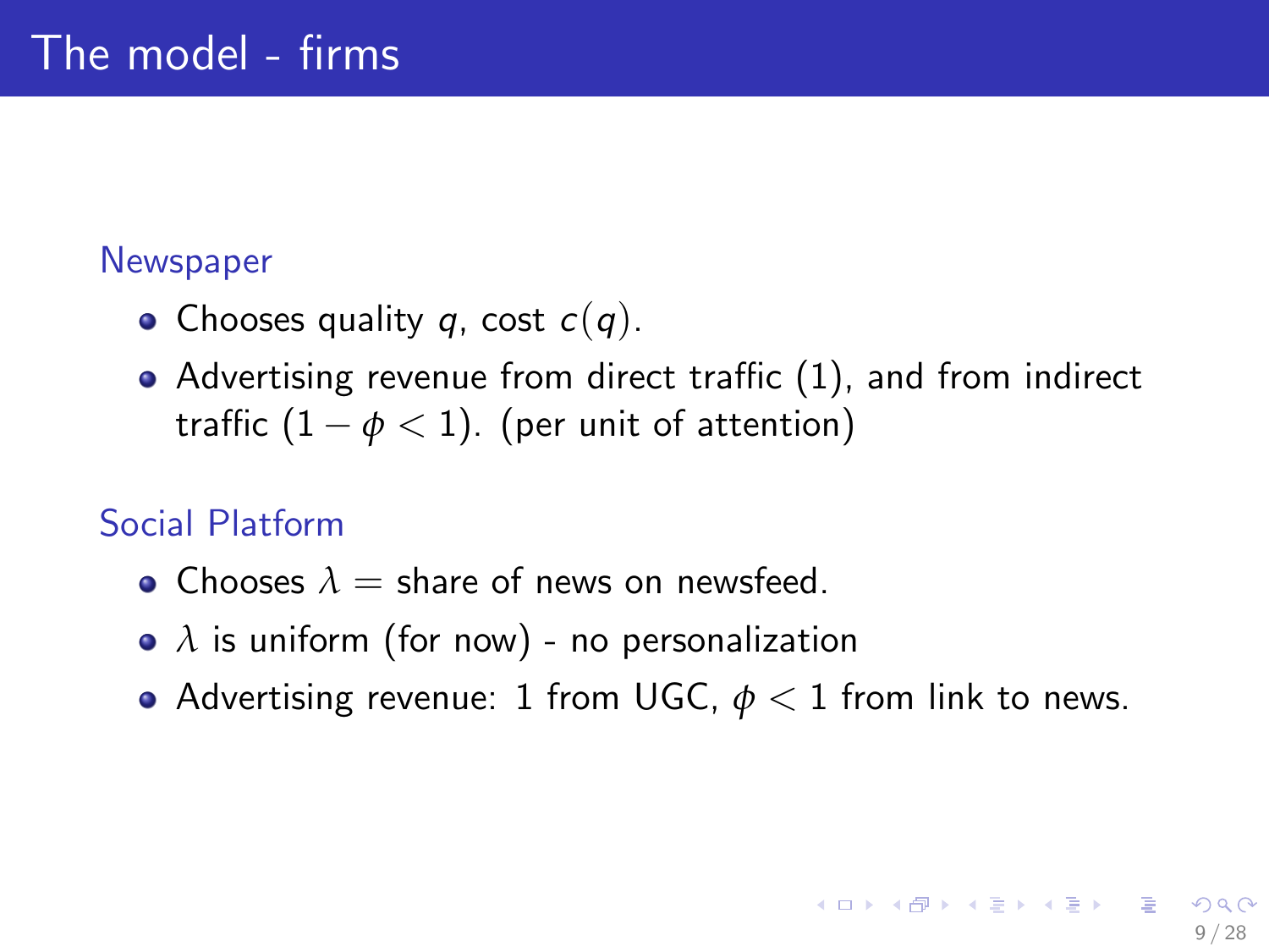# The model - firms

## Newspaper

- Chooses quality $q$, cost $c(q)$.
- Advertising revenue from direct traffic (1), and from indirect traffic ($1 - \phi < 1$). (per unit of attention)

## Social Platform

- Chooses $\lambda =$ share of news on newsfeed.
- $\lambda$ is uniform (for now) - no personalization
- Advertising revenue: 1 from UGC, $\phi < 1$ from link to news.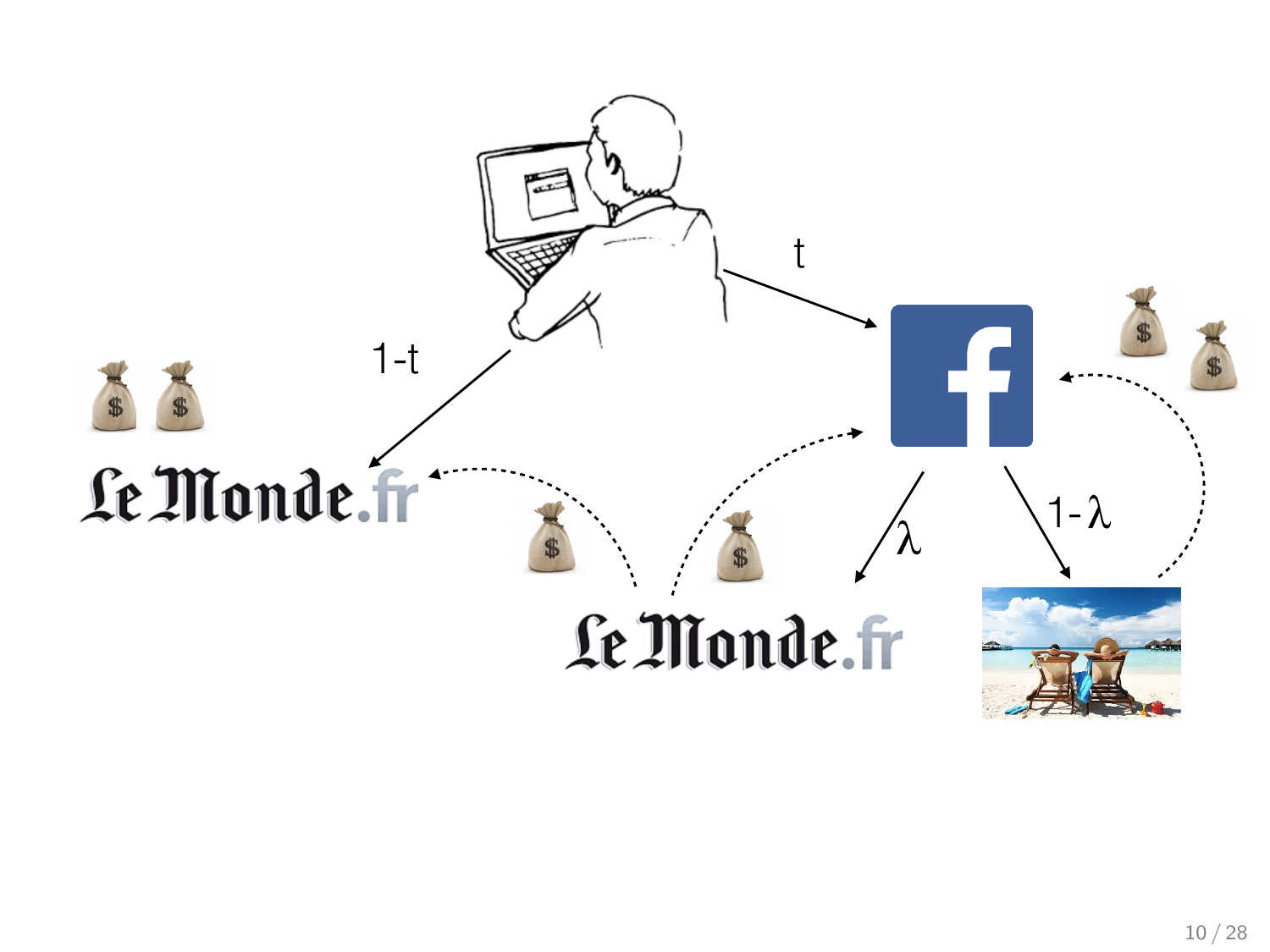t

1-t

Le Monde.fr

$\lambda$

$1-\lambda$

Le Monde.fr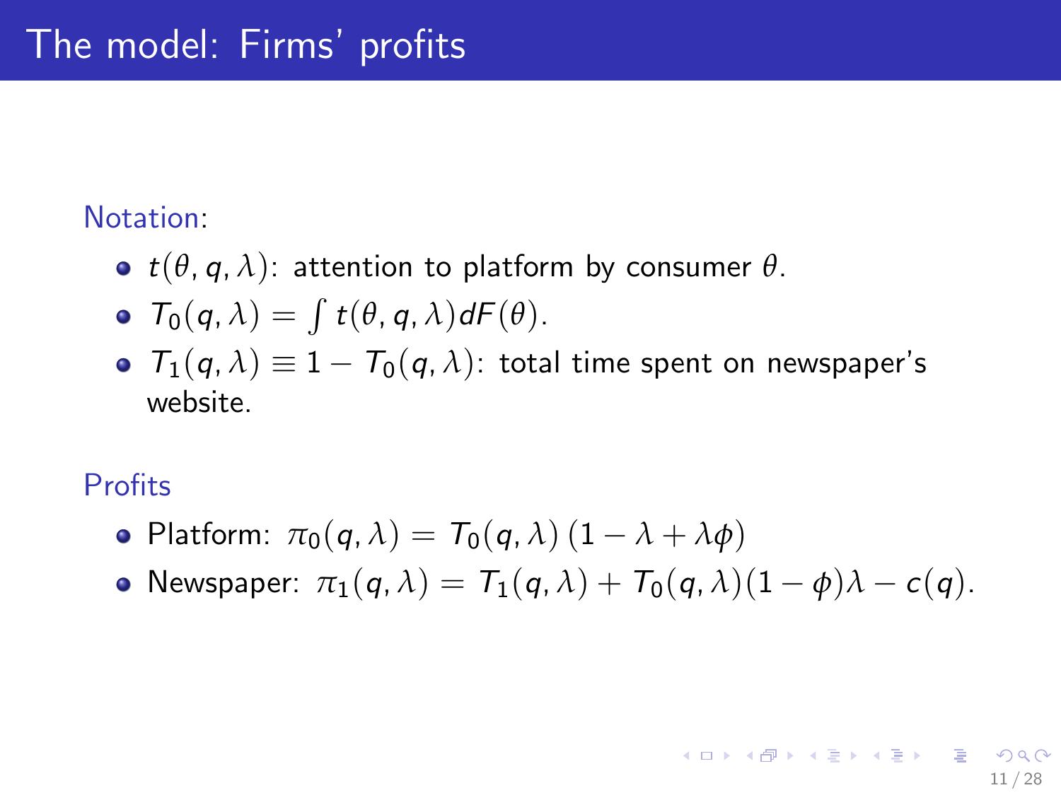# The model: Firms' profits

Notation:

- $t(\theta, q, \lambda)$: attention to platform by consumer $\theta$.
- $T_0(q, \lambda) = \int t(\theta, q, \lambda) dF(\theta)$.
- $T_1(q, \lambda) \equiv 1 - T_0(q, \lambda)$: total time spent on newspaper's website.

Profits

- Platform: $\pi_0(q, \lambda) = T_0(q, \lambda) \left(1 - \lambda + \lambda \phi\right)$
- Newspaper: $\pi_1(q, \lambda) = T_1(q, \lambda) + T_0(q, \lambda)(1 - \phi)\lambda - c(q)$.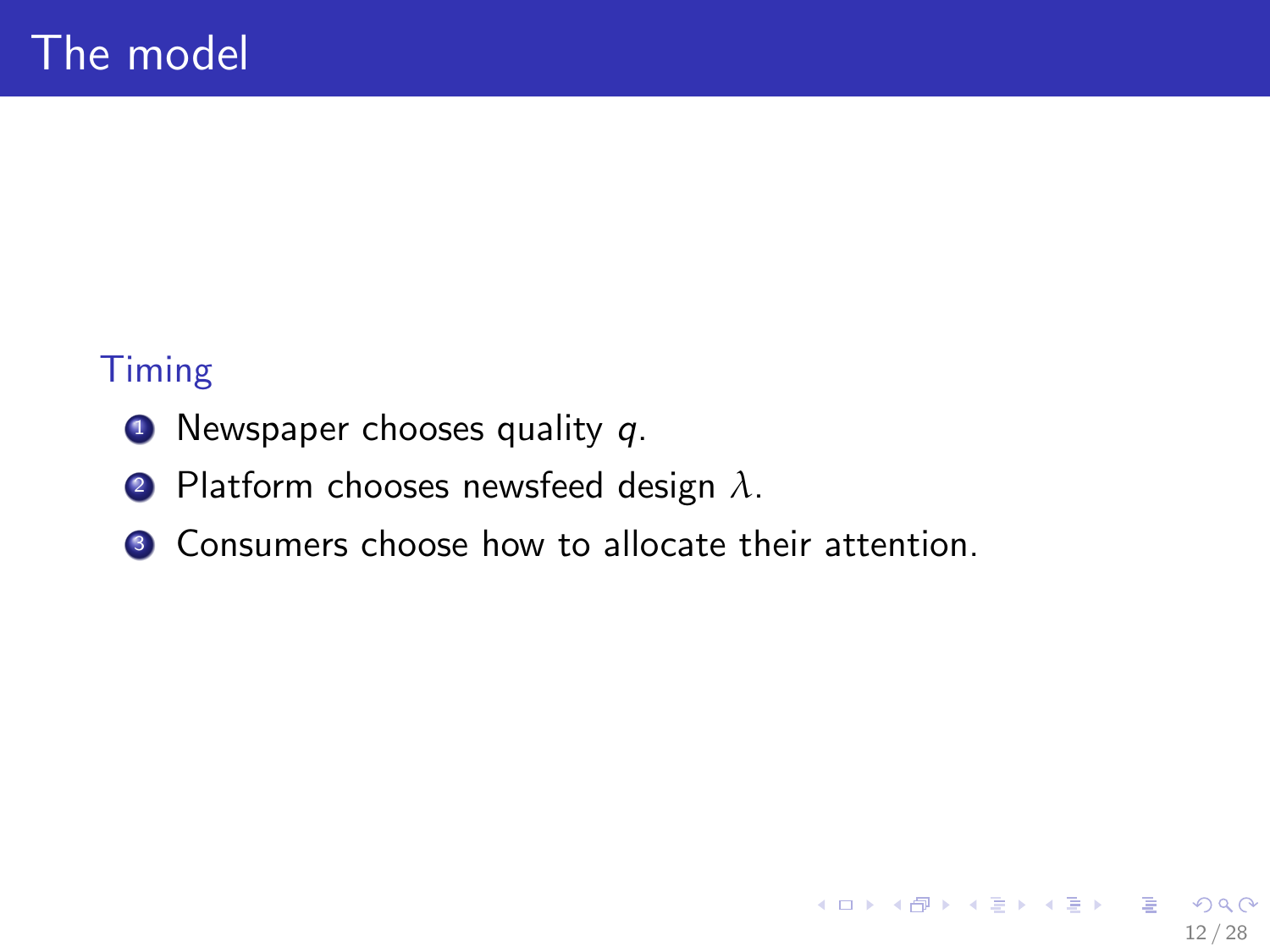# The model

### Timing

1. Newspaper chooses quality $q$.
2. Platform chooses newsfeed design $\lambda$.
3. Consumers choose how to allocate their attention.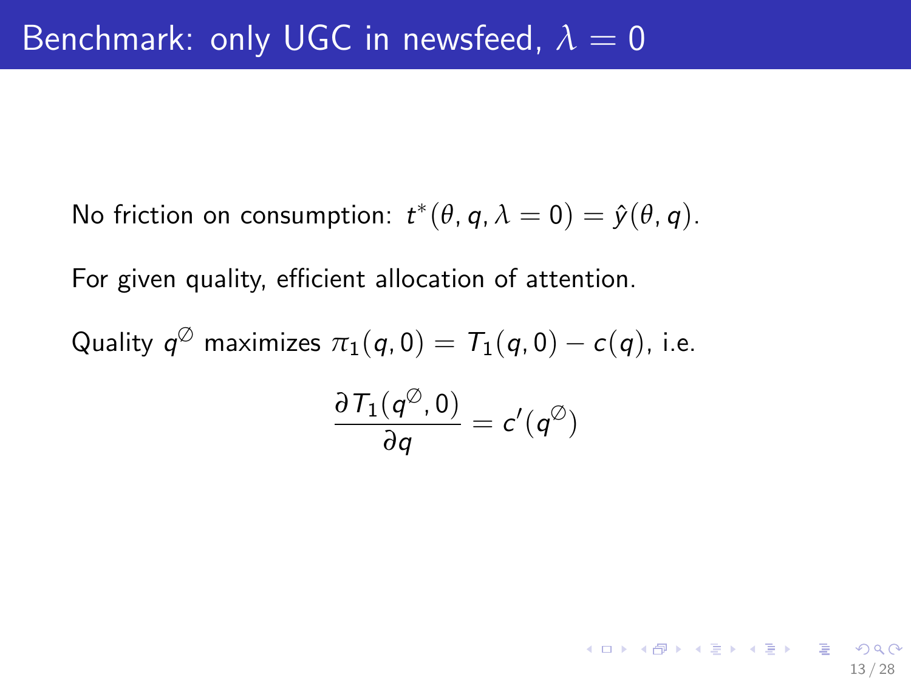# Benchmark: only UGC in newsfeed, $\lambda = 0$

No friction on consumption: $t^*(\theta, q, \lambda = 0) = \hat{y}(\theta, q)$.

For given quality, efficient allocation of attention.

Quality $q^\varnothing$ maximizes $\pi_1(q, 0) = T_1(q, 0) - c(q)$, i.e.

$$\frac{\partial T_1(q^\varnothing, 0)}{\partial q} = c'(q^\varnothing)$$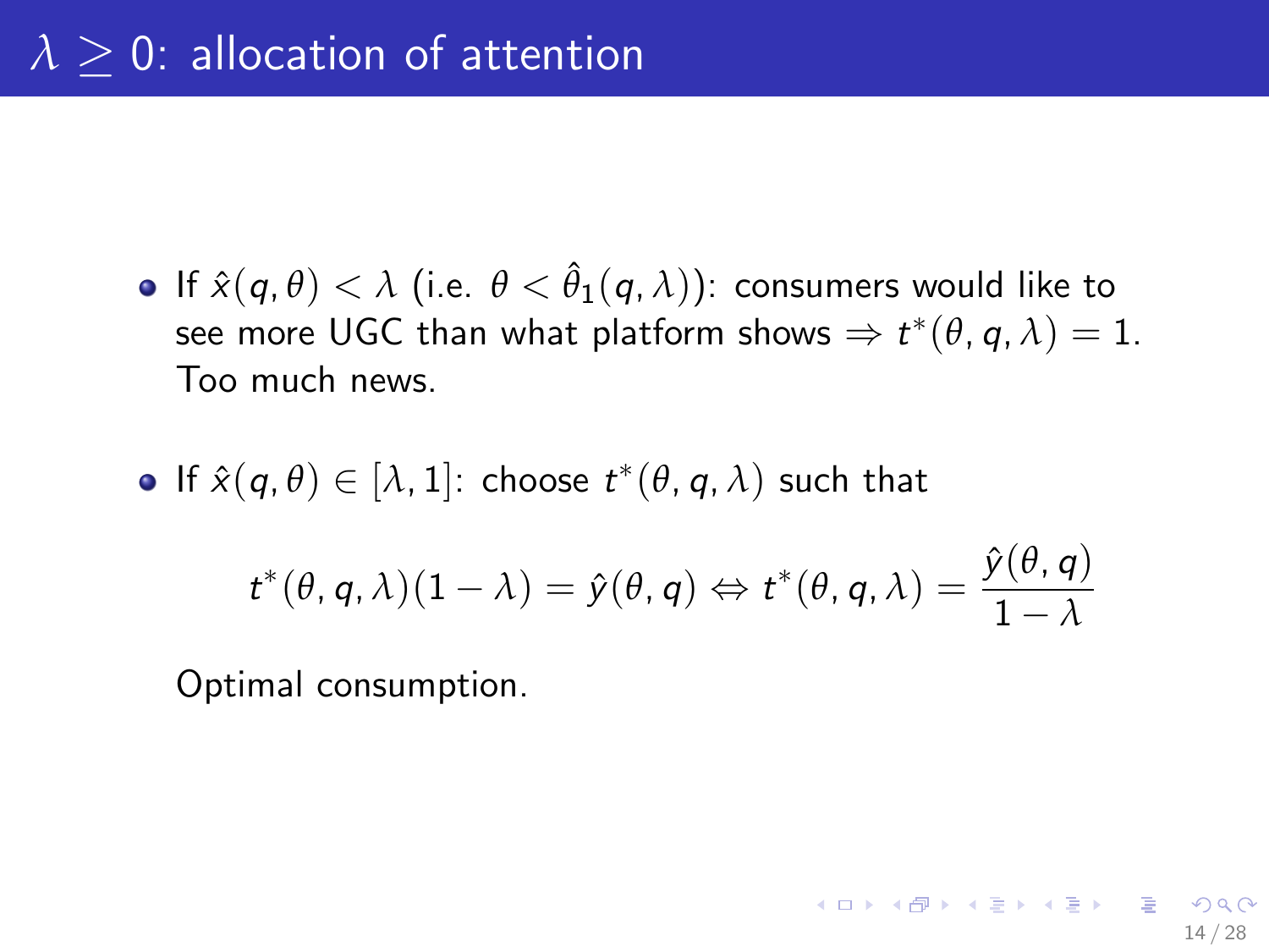# $\lambda \geq 0$: allocation of attention

- If $\hat{x}(q, \theta) < \lambda$ (i.e. $\theta < \hat{\theta}_1(q, \lambda)$): consumers would like to see more UGC than what platform shows $\Rightarrow t^*(\theta, q, \lambda) = 1$. Too much news.

- If $\hat{x}(q, \theta) \in [\lambda, 1]$: choose $t^*(\theta, q, \lambda)$ such that

$$t^*(\theta, q, \lambda)(1 - \lambda) = \hat{y}(\theta, q) \Leftrightarrow t^*(\theta, q, \lambda) = \frac{\hat{y}(\theta, q)}{1 - \lambda}$$

  Optimal consumption.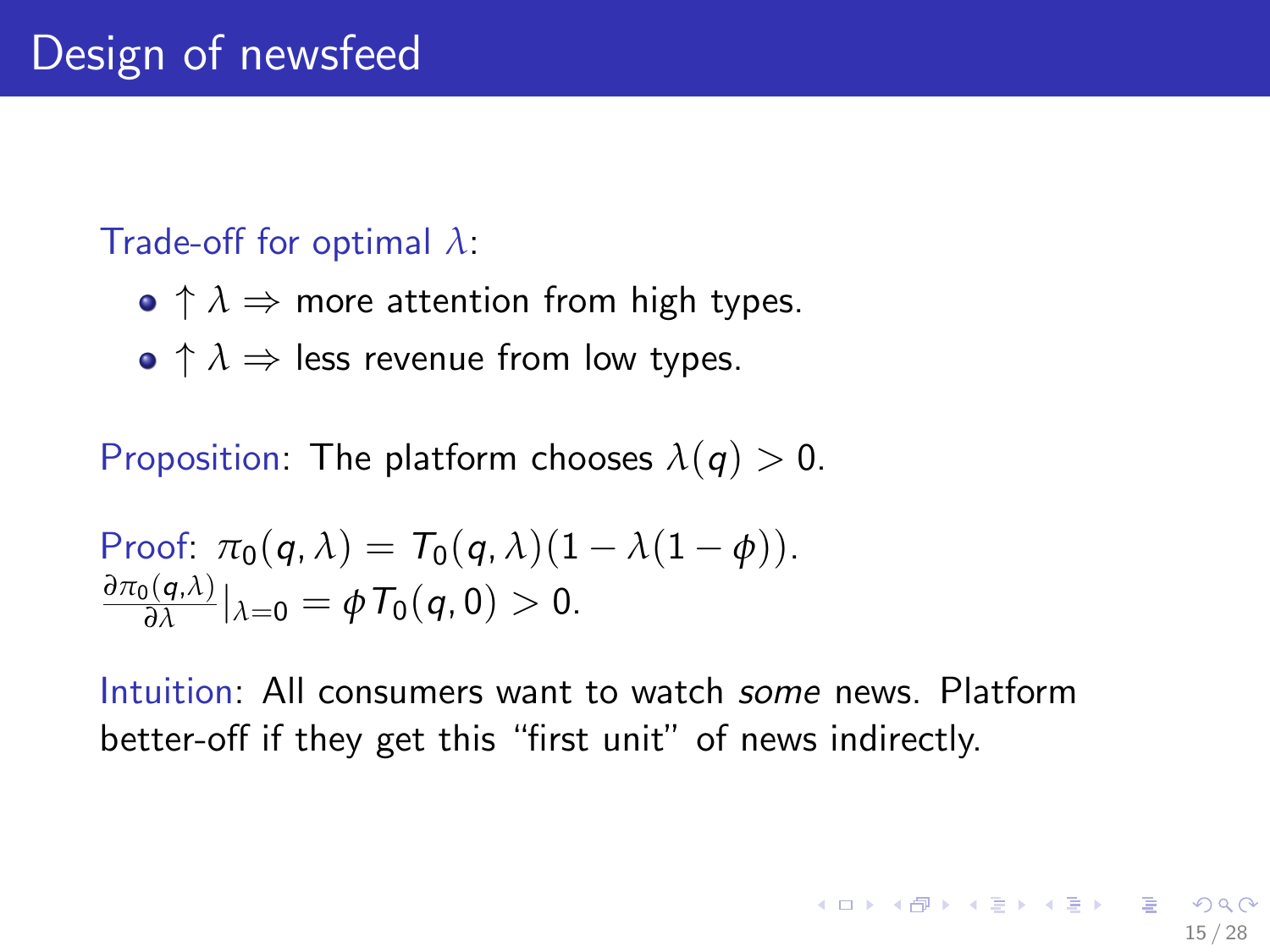# Design of newsfeed

Trade-off for optimal $\lambda$:

- $\uparrow \lambda \Rightarrow$ more attention from high types.
- $\uparrow \lambda \Rightarrow$ less revenue from low types.

Proposition: The platform chooses $\lambda(q) > 0$.

Proof: $\pi_0(q, \lambda) = T_0(q, \lambda)(1 - \lambda(1 - \phi))$.
$\frac{\partial \pi_0(q,\lambda)}{\partial \lambda}|_{\lambda=0} = \phi T_0(q, 0) > 0$.

Intuition: All consumers want to watch *some* news. Platform better-off if they get this "first unit" of news indirectly.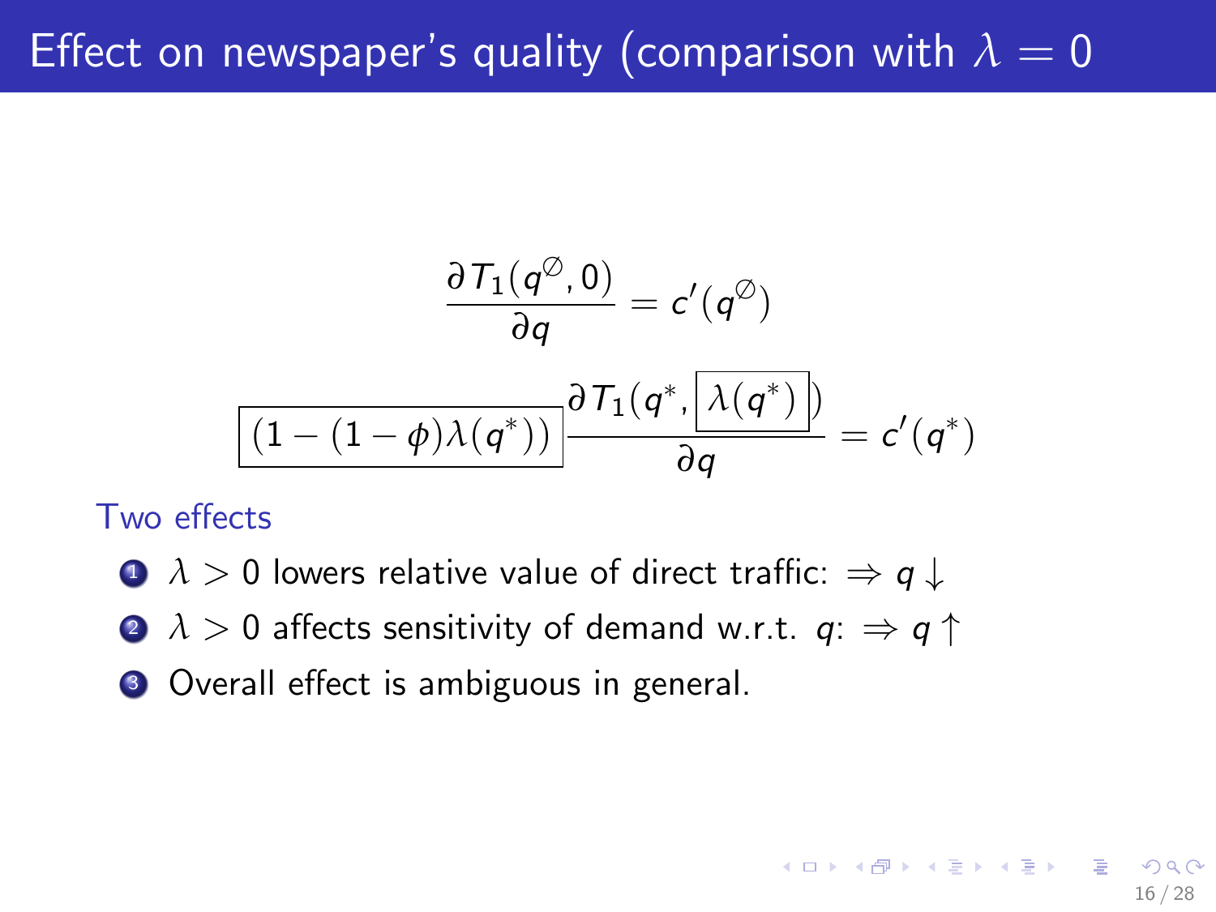# Effect on newspaper's quality (comparison with $\lambda = 0$

$$\frac{\partial T_1(q^{\varnothing}, 0)}{\partial q} = c'(q^{\varnothing})$$

$$\boxed{(1 - (1-\phi)\lambda(q^*))} \frac{\partial T_1(q^*, \boxed{\lambda(q^*)})}{\partial q} = c'(q^*)$$

Two effects

1. $\lambda > 0$ lowers relative value of direct traffic: $\Rightarrow q \downarrow$
2. $\lambda > 0$ affects sensitivity of demand w.r.t. $q$: $\Rightarrow q \uparrow$
3. Overall effect is ambiguous in general.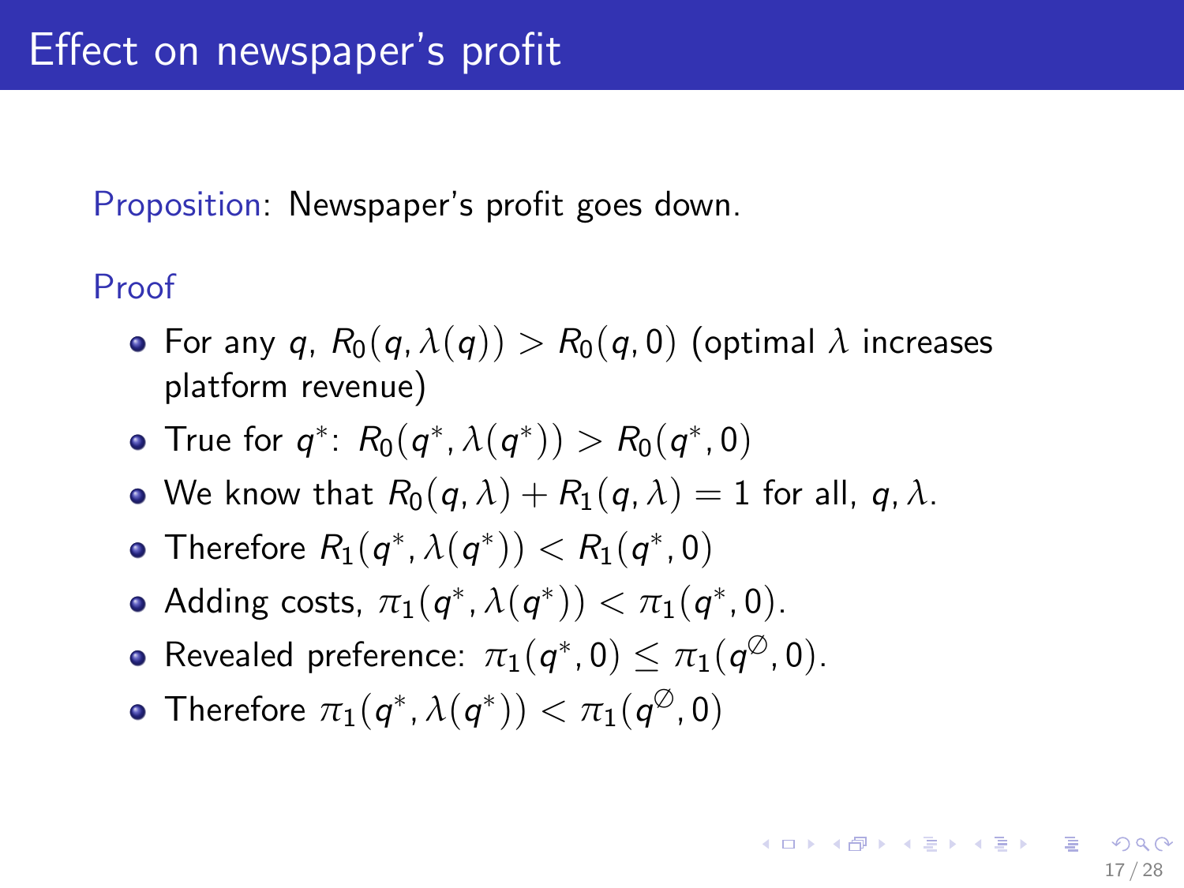# Effect on newspaper's profit

Proposition: Newspaper's profit goes down.

Proof

- For any $q$, $R_0(q, \lambda(q)) > R_0(q, 0)$ (optimal $\lambda$ increases platform revenue)
- True for $q^*$: $R_0(q^*, \lambda(q^*)) > R_0(q^*, 0)$
- We know that $R_0(q, \lambda) + R_1(q, \lambda) = 1$ for all, $q, \lambda$.
- Therefore $R_1(q^*, \lambda(q^*)) < R_1(q^*, 0)$
- Adding costs, $\pi_1(q^*, \lambda(q^*)) < \pi_1(q^*, 0)$.
- Revealed preference: $\pi_1(q^*, 0) \leq \pi_1(q^{\emptyset}, 0)$.
- Therefore $\pi_1(q^*, \lambda(q^*)) < \pi_1(q^{\emptyset}, 0)$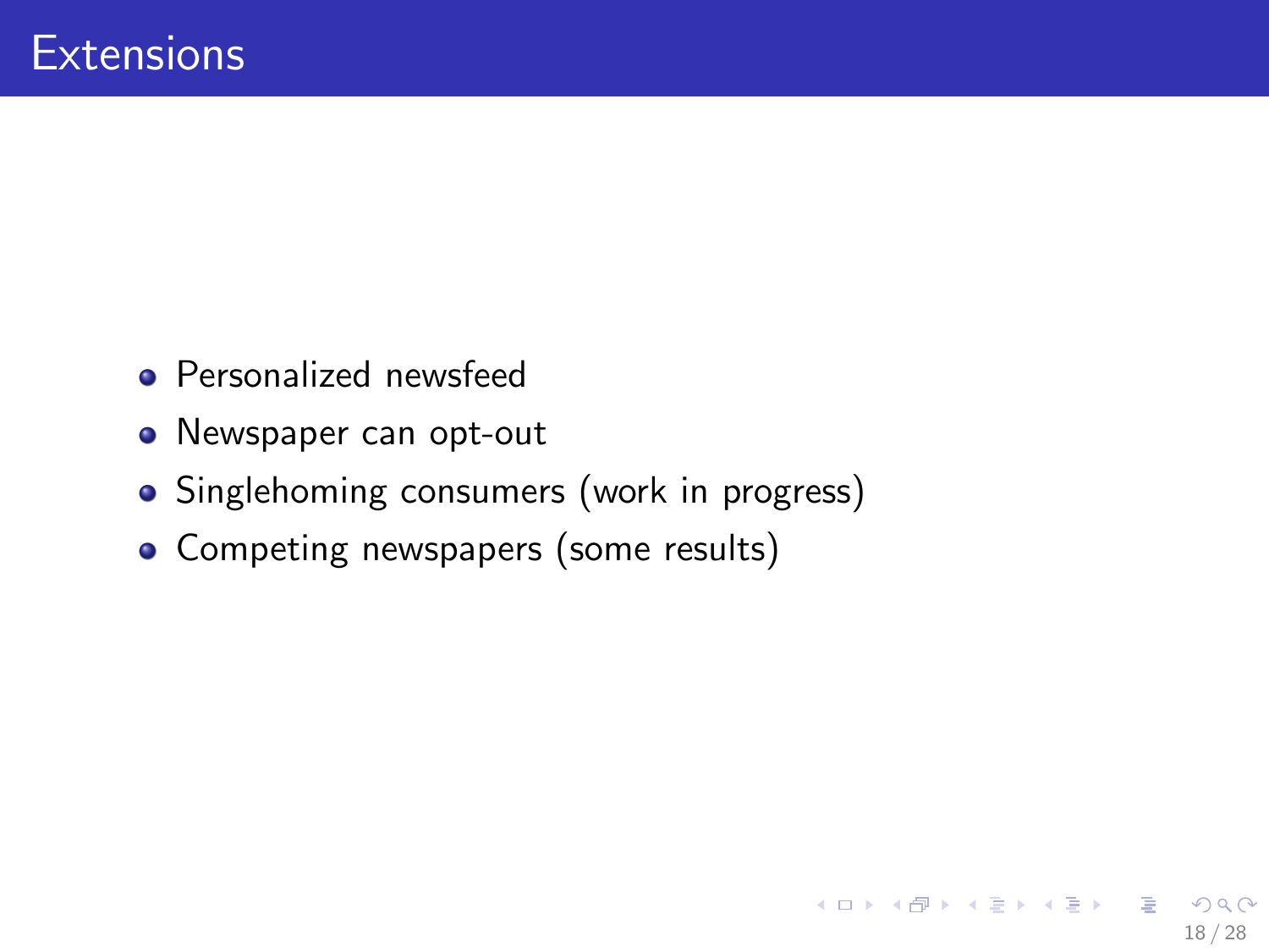# Extensions

- Personalized newsfeed
- Newspaper can opt-out
- Singlehoming consumers (work in progress)
- Competing newspapers (some results)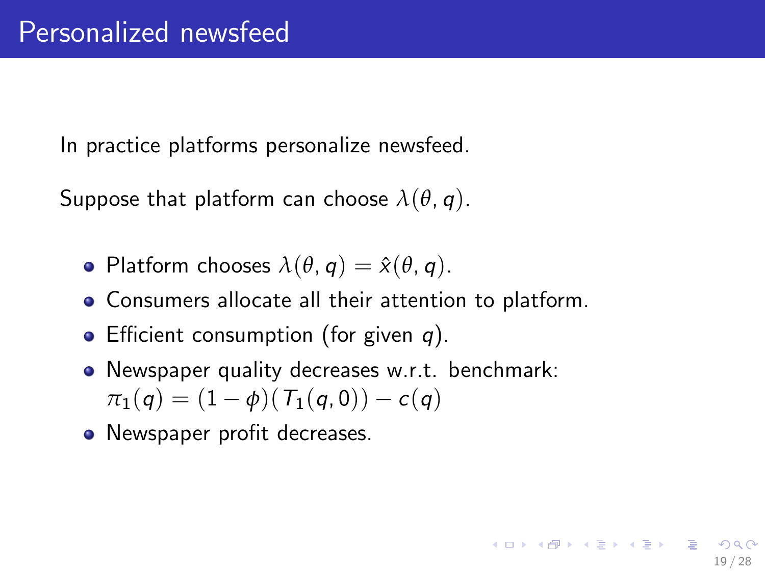# Personalized newsfeed

In practice platforms personalize newsfeed.

Suppose that platform can choose $\lambda(\theta, q)$.

- Platform chooses $\lambda(\theta, q) = \hat{x}(\theta, q)$.
- Consumers allocate all their attention to platform.
- Efficient consumption (for given $q$).
- Newspaper quality decreases w.r.t. benchmark: $\pi_1(q) = (1 - \phi)(T_1(q, 0)) - c(q)$
- Newspaper profit decreases.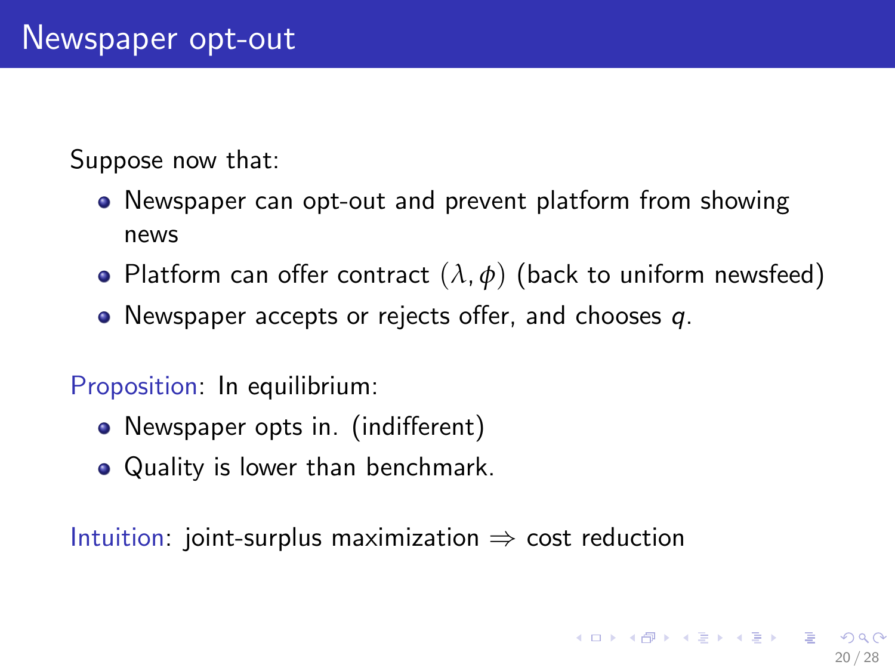# Newspaper opt-out

Suppose now that:

- Newspaper can opt-out and prevent platform from showing news
- Platform can offer contract $(\lambda, \phi)$ (back to uniform newsfeed)
- Newspaper accepts or rejects offer, and chooses $q$.

Proposition: In equilibrium:

- Newspaper opts in. (indifferent)
- Quality is lower than benchmark.

Intuition: joint-surplus maximization $\Rightarrow$ cost reduction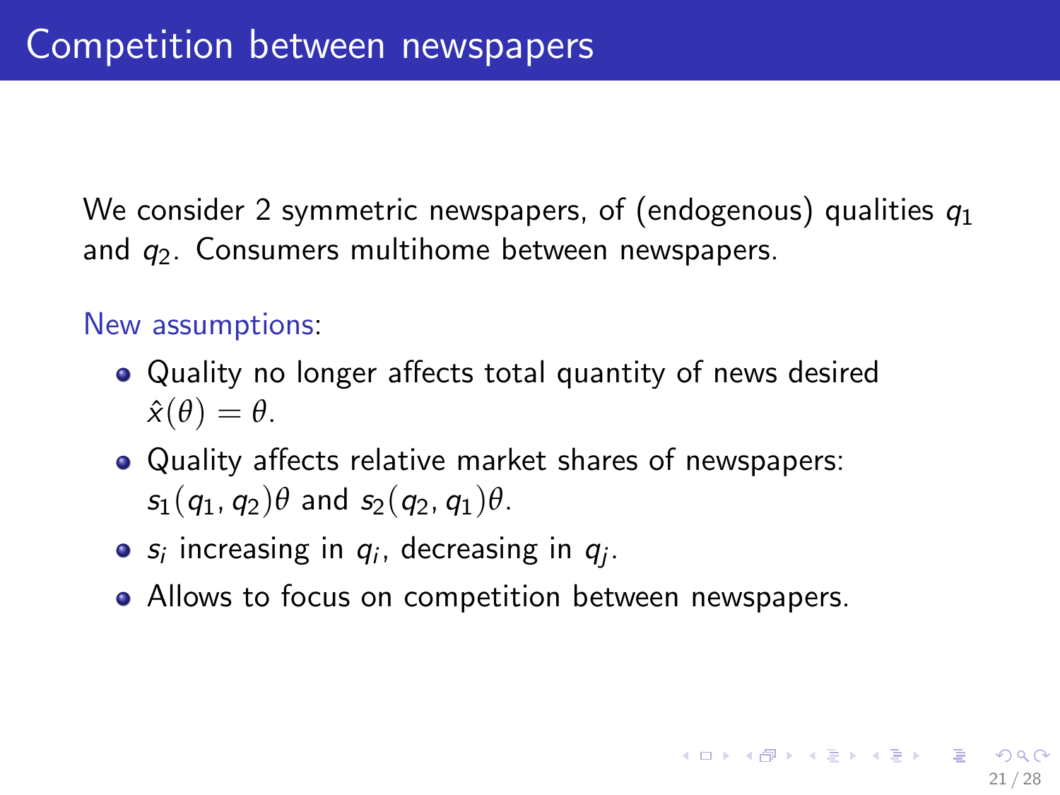# Competition between newspapers

We consider 2 symmetric newspapers, of (endogenous) qualities $q_1$ and $q_2$. Consumers multihome between newspapers.

New assumptions:

- Quality no longer affects total quantity of news desired $\hat{x}(\theta) = \theta$.
- Quality affects relative market shares of newspapers: $s_1(q_1, q_2)\theta$ and $s_2(q_2, q_1)\theta$.
- $s_i$ increasing in $q_i$, decreasing in $q_j$.
- Allows to focus on competition between newspapers.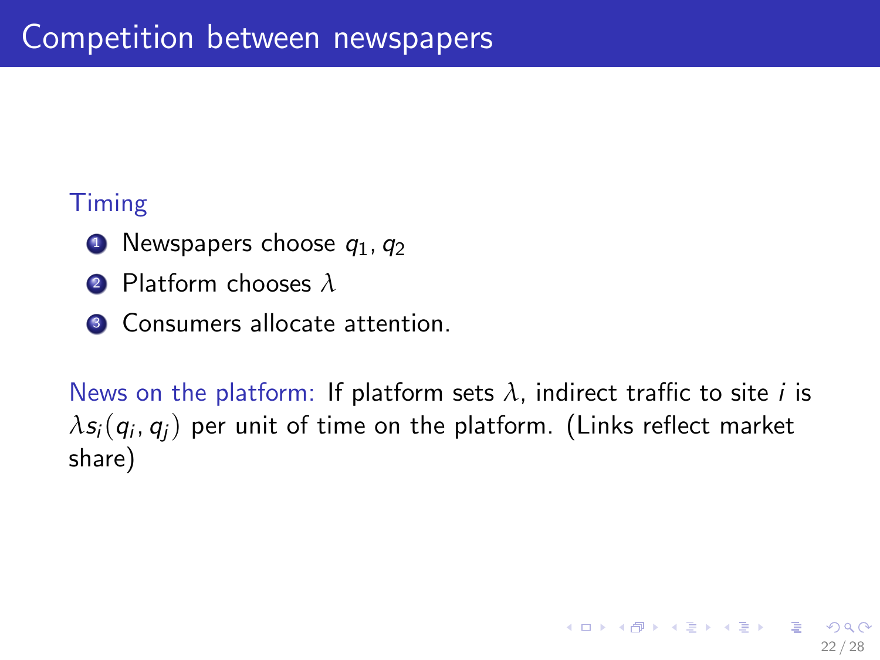# Competition between newspapers

**Timing**

1. Newspapers choose $q_1, q_2$
2. Platform chooses $\lambda$
3. Consumers allocate attention.

**News on the platform:** If platform sets $\lambda$, indirect traffic to site $i$ is $\lambda s_i(q_i, q_j)$ per unit of time on the platform. (Links reflect market share)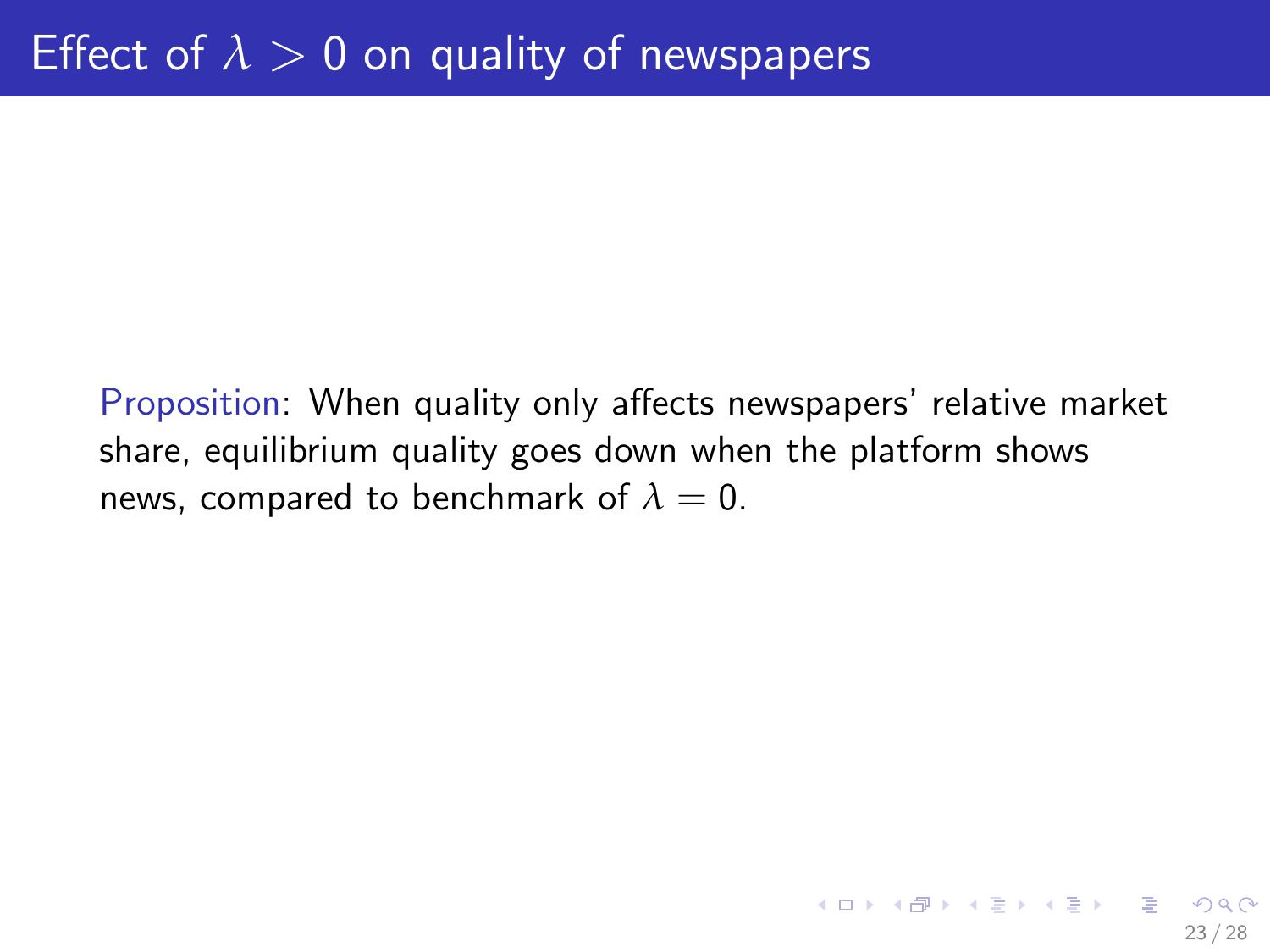# Effect of $\lambda > 0$ on quality of newspapers

Proposition: When quality only affects newspapers' relative market share, equilibrium quality goes down when the platform shows news, compared to benchmark of $\lambda = 0$.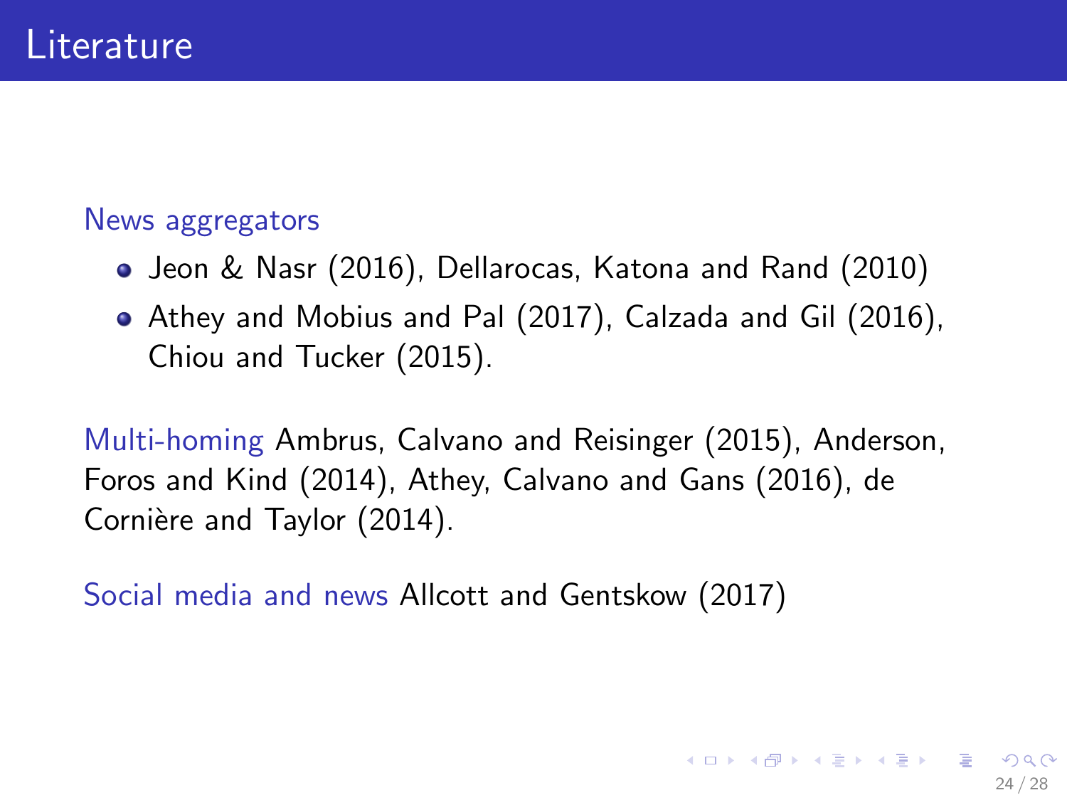# Literature

News aggregators

- Jeon & Nasr (2016), Dellarocas, Katona and Rand (2010)
- Athey and Mobius and Pal (2017), Calzada and Gil (2016), Chiou and Tucker (2015).

Multi-homing Ambrus, Calvano and Reisinger (2015), Anderson, Foros and Kind (2014), Athey, Calvano and Gans (2016), de Cornière and Taylor (2014).

Social media and news Allcott and Gentskow (2017)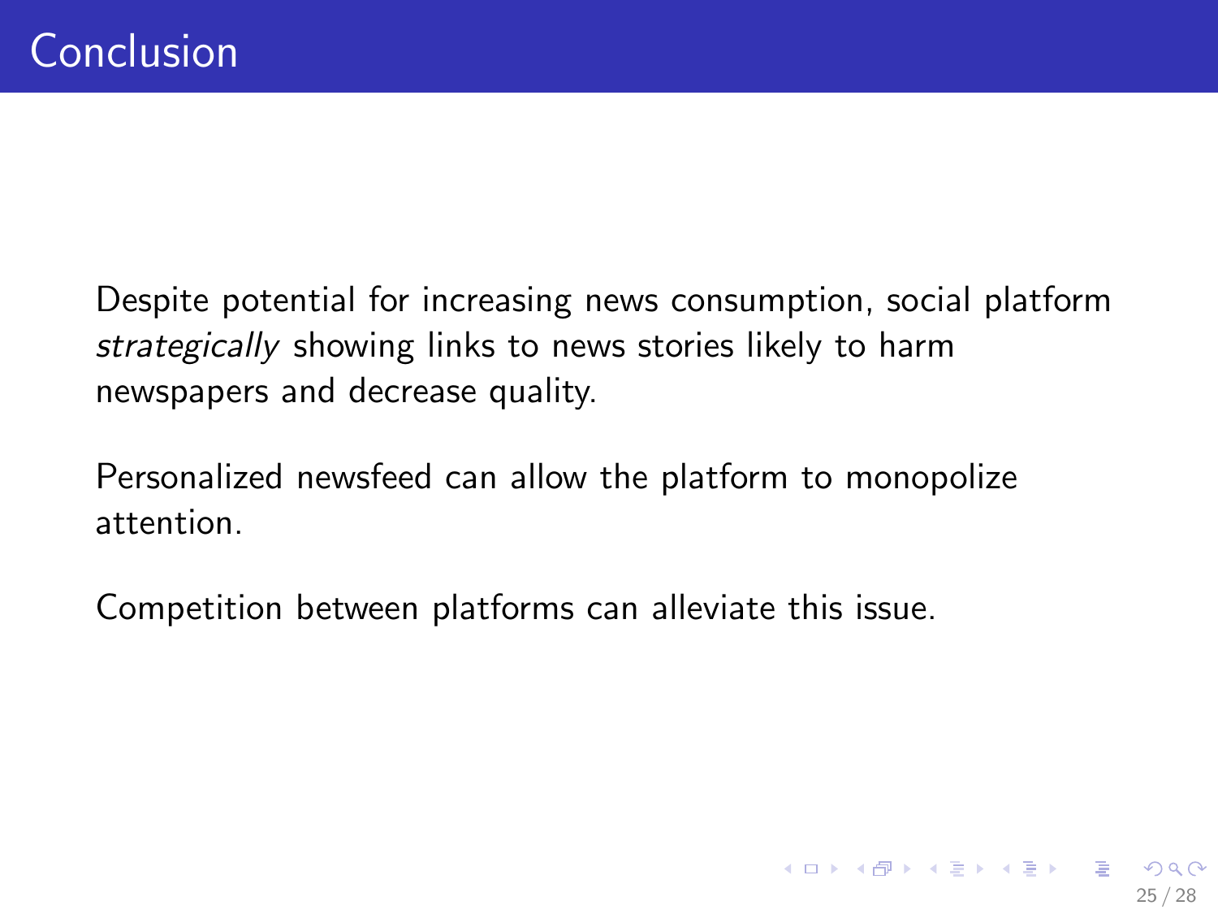# Conclusion

Despite potential for increasing news consumption, social platform *strategically* showing links to news stories likely to harm newspapers and decrease quality.

Personalized newsfeed can allow the platform to monopolize attention.

Competition between platforms can alleviate this issue.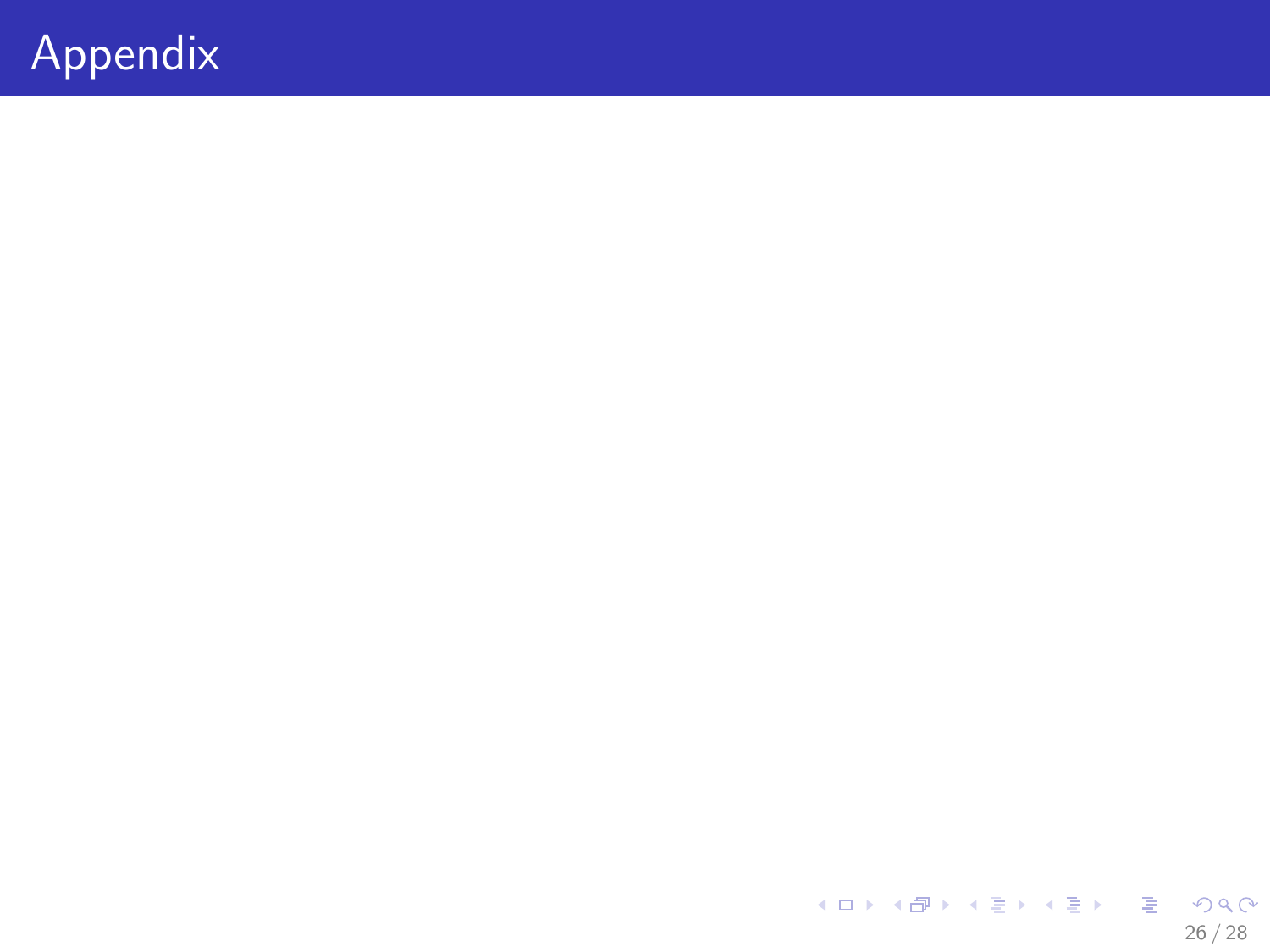# Appendix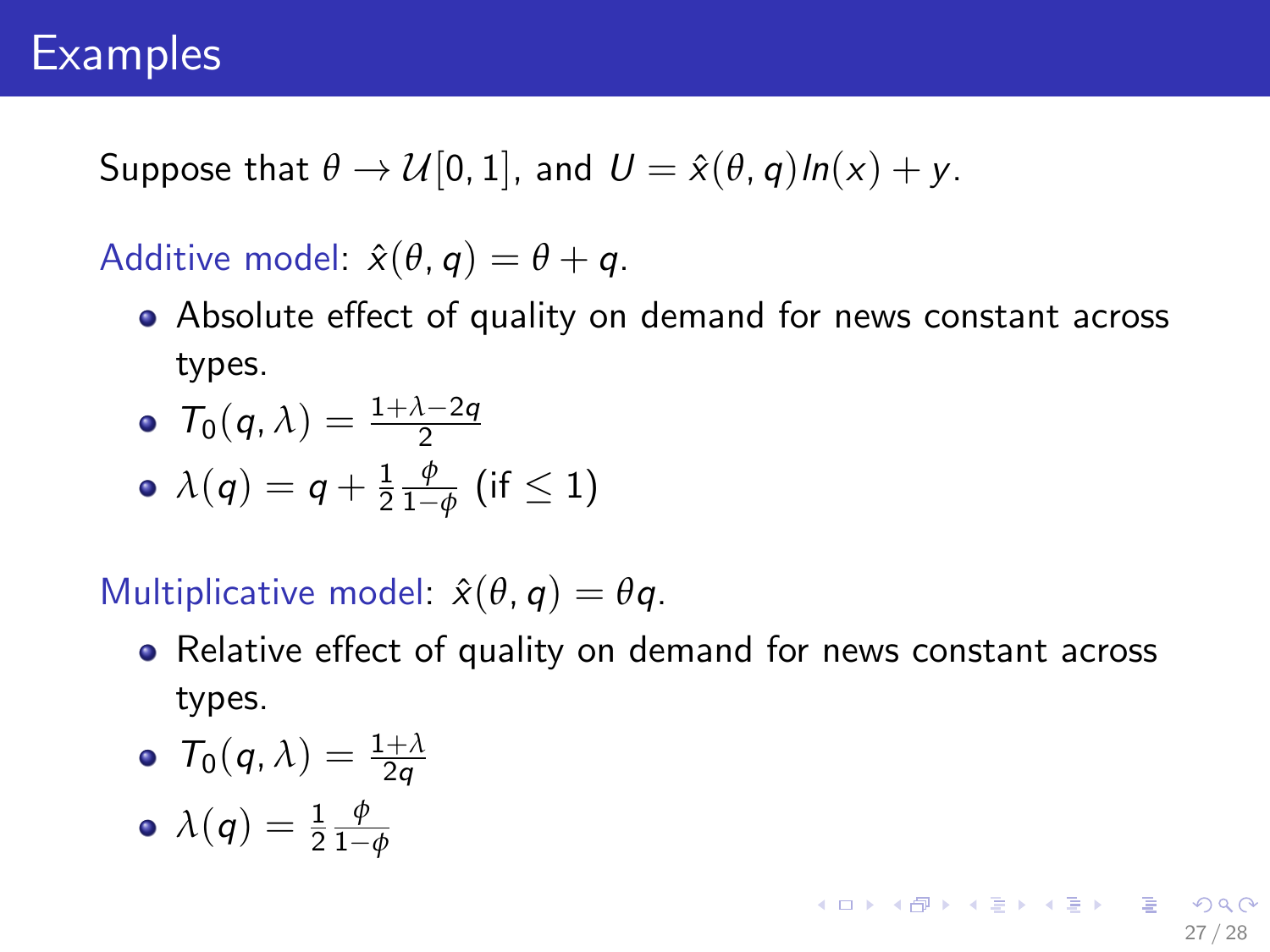# Examples

Suppose that $\theta \rightarrow \mathcal{U}[0,1]$, and $U = \hat{x}(\theta, q) ln(x) + y$.

Additive model: $\hat{x}(\theta, q) = \theta + q$.

- Absolute effect of quality on demand for news constant across types.
- $T_0(q, \lambda) = \frac{1+\lambda-2q}{2}$
- $\lambda(q) = q + \frac{1}{2}\frac{\phi}{1-\phi}$ (if $\leq 1$)

Multiplicative model: $\hat{x}(\theta, q) = \theta q$.

- Relative effect of quality on demand for news constant across types.
- $T_0(q, \lambda) = \frac{1+\lambda}{2q}$
- $\lambda(q) = \frac{1}{2}\frac{\phi}{1-\phi}$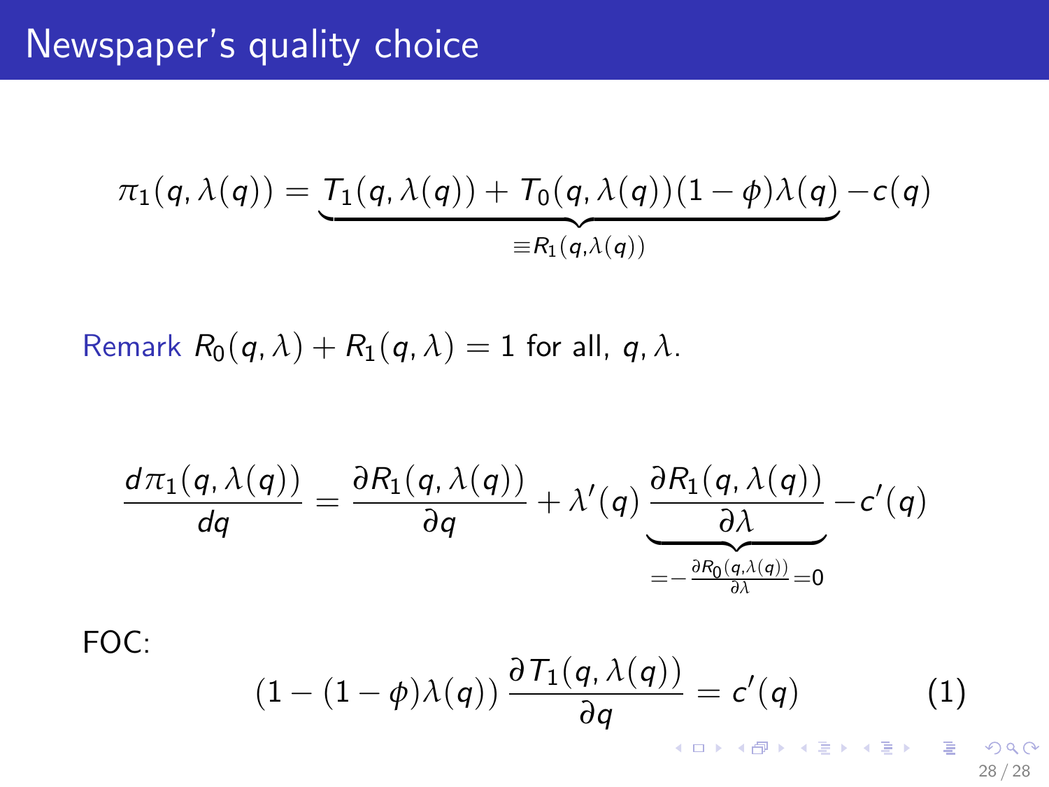# Newspaper's quality choice

$$\pi_1(q, \lambda(q)) = \underbrace{T_1(q, \lambda(q)) + T_0(q, \lambda(q))(1-\phi)\lambda(q)}_{\equiv R_1(q,\lambda(q))} - c(q)$$

Remark $R_0(q, \lambda) + R_1(q, \lambda) = 1$ for all, $q, \lambda$.

$$\frac{d\pi_1(q, \lambda(q))}{dq} = \frac{\partial R_1(q, \lambda(q))}{\partial q} + \lambda'(q) \underbrace{\frac{\partial R_1(q, \lambda(q))}{\partial \lambda}}_{= -\frac{\partial R_0(q,\lambda(q))}{\partial \lambda} = 0} - c'(q)$$

FOC:

$$(1 - (1-\phi)\lambda(q)) \frac{\partial T_1(q, \lambda(q))}{\partial q} = c'(q) \qquad (1)$$